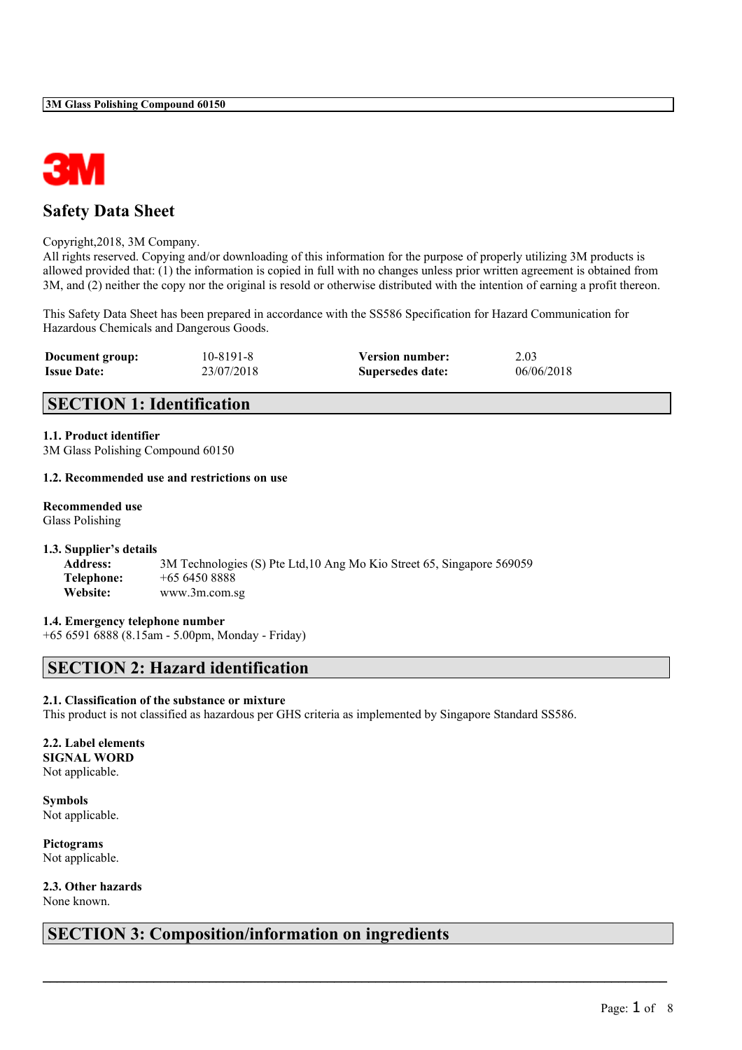# Safety Data Sheet

Copyright,2018, 3M Company.
All rights reserved. Copying and/or downloading of this information for the purpose of properly utilizing 3M products is allowed provided that: (1) the information is copied in full with no changes unless prior written agreement is obtained from 3M, and (2) neither the copy nor the original is resold or otherwise distributed with the intention of earning a profit thereon.

This Safety Data Sheet has been prepared in accordance with the SS586 Specification for Hazard Communication for Hazardous Chemicals and Dangerous Goods.

| **Document group:** | 10-8191-8 | **Version number:** | 2.03 |
|---|---|---|---|
| **Issue Date:** | 23/07/2018 | **Supersedes date:** | 06/06/2018 |

## SECTION 1: Identification

**1.1. Product identifier**
3M Glass Polishing Compound 60150

**1.2. Recommended use and restrictions on use**

**Recommended use**
Glass Polishing

**1.3. Supplier's details**

**Address:** 3M Technologies (S) Pte Ltd,10 Ang Mo Kio Street 65, Singapore 569059
**Telephone:** +65 6450 8888
**Website:** www.3m.com.sg

**1.4. Emergency telephone number**
+65 6591 6888 (8.15am - 5.00pm, Monday - Friday)

## SECTION 2: Hazard identification

**2.1. Classification of the substance or mixture**
This product is not classified as hazardous per GHS criteria as implemented by Singapore Standard SS586.

**2.2. Label elements**
**SIGNAL WORD**
Not applicable.

**Symbols**
Not applicable.

**Pictograms**
Not applicable.

**2.3. Other hazards**
None known.

## SECTION 3: Composition/information on ingredients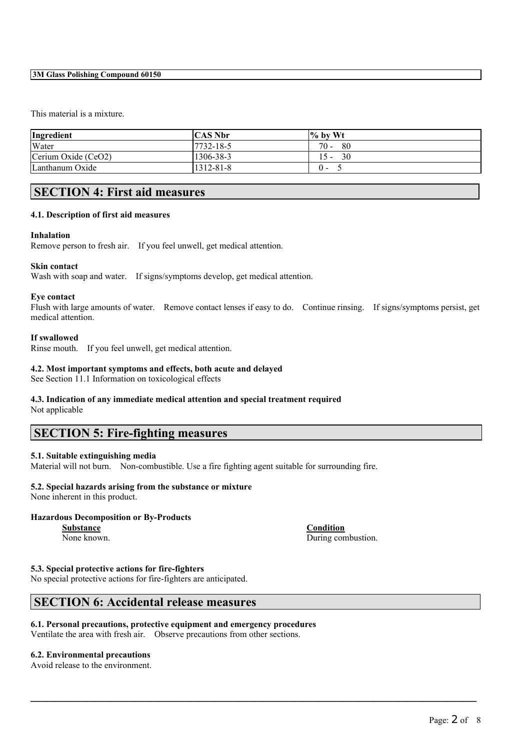This material is a mixture.

| Ingredient | CAS Nbr | % by Wt |
|---|---|---|
| Water | 7732-18-5 | 70 - 80 |
| Cerium Oxide ($CeO_2$) | 1306-38-3 | 15 - 30 |
| Lanthanum Oxide | 1312-81-8 | 0 - 5 |

## SECTION 4: First aid measures

### 4.1. Description of first aid measures

**Inhalation**
Remove person to fresh air. If you feel unwell, get medical attention.

**Skin contact**
Wash with soap and water. If signs/symptoms develop, get medical attention.

**Eye contact**
Flush with large amounts of water. Remove contact lenses if easy to do. Continue rinsing. If signs/symptoms persist, get medical attention.

**If swallowed**
Rinse mouth. If you feel unwell, get medical attention.

### 4.2. Most important symptoms and effects, both acute and delayed

See Section 11.1 Information on toxicological effects

### 4.3. Indication of any immediate medical attention and special treatment required

Not applicable

## SECTION 5: Fire-fighting measures

### 5.1. Suitable extinguishing media

Material will not burn. Non-combustible. Use a fire fighting agent suitable for surrounding fire.

### 5.2. Special hazards arising from the substance or mixture

None inherent in this product.

**Hazardous Decomposition or By-Products**

| Substance | Condition |
|---|---|
| None known. | During combustion. |

### 5.3. Special protective actions for fire-fighters

No special protective actions for fire-fighters are anticipated.

## SECTION 6: Accidental release measures

### 6.1. Personal precautions, protective equipment and emergency procedures

Ventilate the area with fresh air. Observe precautions from other sections.

### 6.2. Environmental precautions

Avoid release to the environment.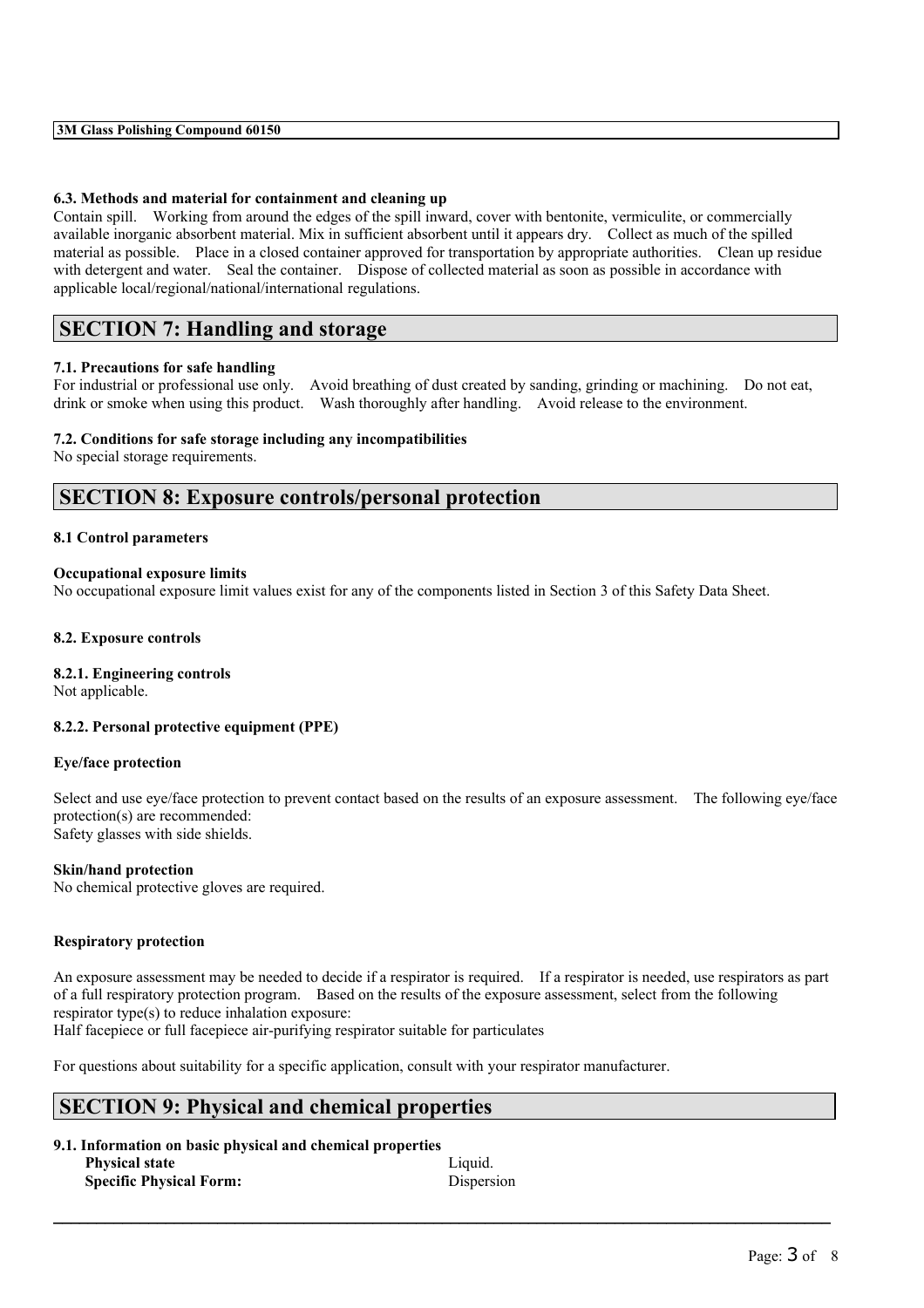#### 6.3. Methods and material for containment and cleaning up

Contain spill. Working from around the edges of the spill inward, cover with bentonite, vermiculite, or commercially available inorganic absorbent material. Mix in sufficient absorbent until it appears dry. Collect as much of the spilled material as possible. Place in a closed container approved for transportation by appropriate authorities. Clean up residue with detergent and water. Seal the container. Dispose of collected material as soon as possible in accordance with applicable local/regional/national/international regulations.

## SECTION 7: Handling and storage

#### 7.1. Precautions for safe handling

For industrial or professional use only. Avoid breathing of dust created by sanding, grinding or machining. Do not eat, drink or smoke when using this product. Wash thoroughly after handling. Avoid release to the environment.

#### 7.2. Conditions for safe storage including any incompatibilities

No special storage requirements.

## SECTION 8: Exposure controls/personal protection

#### 8.1 Control parameters

**Occupational exposure limits**

No occupational exposure limit values exist for any of the components listed in Section 3 of this Safety Data Sheet.

#### 8.2. Exposure controls

#### 8.2.1. Engineering controls

Not applicable.

#### 8.2.2. Personal protective equipment (PPE)

**Eye/face protection**

Select and use eye/face protection to prevent contact based on the results of an exposure assessment. The following eye/face protection(s) are recommended:
Safety glasses with side shields.

**Skin/hand protection**

No chemical protective gloves are required.

**Respiratory protection**

An exposure assessment may be needed to decide if a respirator is required. If a respirator is needed, use respirators as part of a full respiratory protection program. Based on the results of the exposure assessment, select from the following respirator type(s) to reduce inhalation exposure:
Half facepiece or full facepiece air-purifying respirator suitable for particulates

For questions about suitability for a specific application, consult with your respirator manufacturer.

## SECTION 9: Physical and chemical properties

#### 9.1. Information on basic physical and chemical properties

| | |
|---|---|
| **Physical state** | Liquid. |
| **Specific Physical Form:** | Dispersion |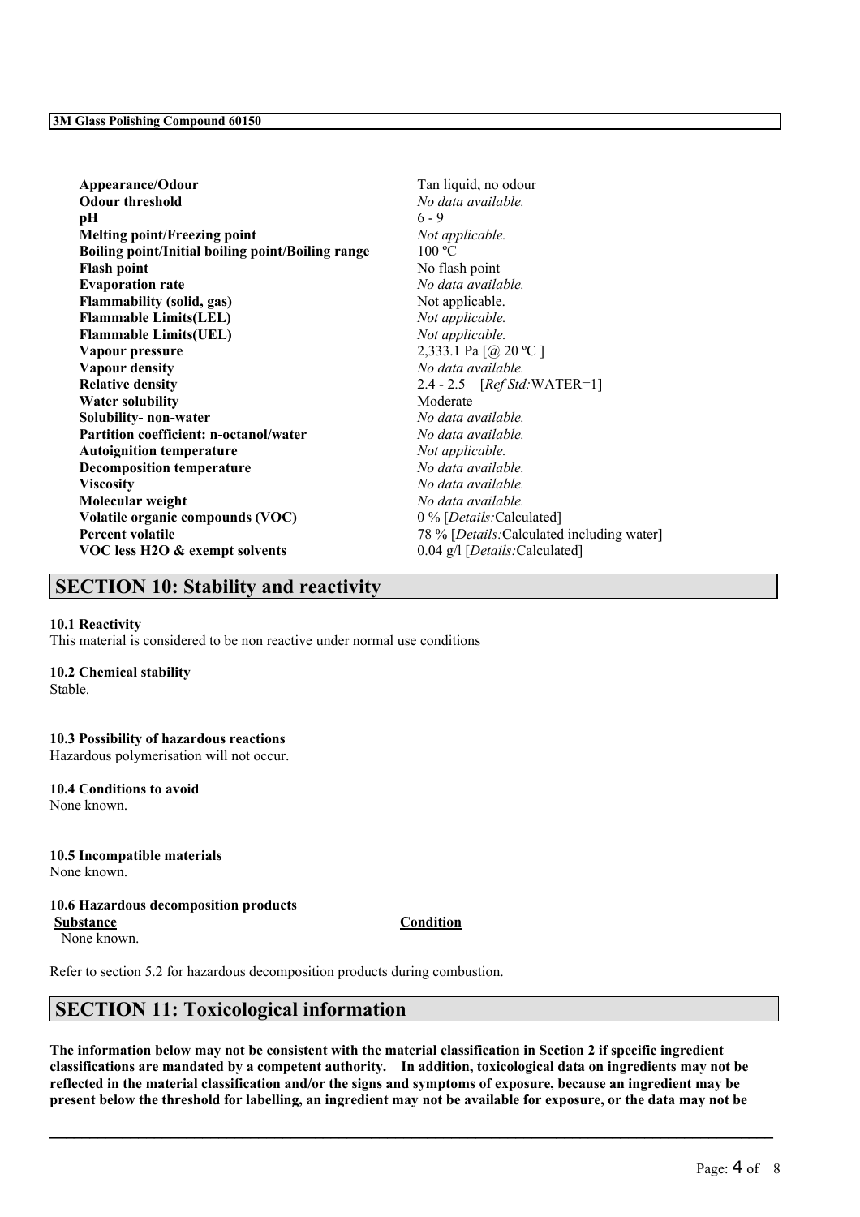| | |
|---|---|
| **Appearance/Odour** | Tan liquid, no odour |
| **Odour threshold** | *No data available.* |
| **pH** | 6 - 9 |
| **Melting point/Freezing point** | *Not applicable.* |
| **Boiling point/Initial boiling point/Boiling range** | 100 ºC |
| **Flash point** | No flash point |
| **Evaporation rate** | *No data available.* |
| **Flammability (solid, gas)** | Not applicable. |
| **Flammable Limits(LEL)** | *Not applicable.* |
| **Flammable Limits(UEL)** | *Not applicable.* |
| **Vapour pressure** | 2,333.1 Pa [@ 20 ºC ] |
| **Vapour density** | *No data available.* |
| **Relative density** | 2.4 - 2.5 [*Ref Std:*WATER=1] |
| **Water solubility** | Moderate |
| **Solubility- non-water** | *No data available.* |
| **Partition coefficient: n-octanol/water** | *No data available.* |
| **Autoignition temperature** | *Not applicable.* |
| **Decomposition temperature** | *No data available.* |
| **Viscosity** | *No data available.* |
| **Molecular weight** | *No data available.* |
| **Volatile organic compounds (VOC)** | 0 % [*Details:*Calculated] |
| **Percent volatile** | 78 % [*Details:*Calculated including water] |
| **VOC less H2O & exempt solvents** | 0.04 g/l [*Details:*Calculated] |

## SECTION 10: Stability and reactivity

**10.1 Reactivity**
This material is considered to be non reactive under normal use conditions

**10.2 Chemical stability**
Stable.

**10.3 Possibility of hazardous reactions**
Hazardous polymerisation will not occur.

**10.4 Conditions to avoid**
None known.

**10.5 Incompatible materials**
None known.

**10.6 Hazardous decomposition products**

| Substance | Condition |
|---|---|
| None known. | |

Refer to section 5.2 for hazardous decomposition products during combustion.

## SECTION 11: Toxicological information

**The information below may not be consistent with the material classification in Section 2 if specific ingredient classifications are mandated by a competent authority. In addition, toxicological data on ingredients may not be reflected in the material classification and/or the signs and symptoms of exposure, because an ingredient may be present below the threshold for labelling, an ingredient may not be available for exposure, or the data may not be**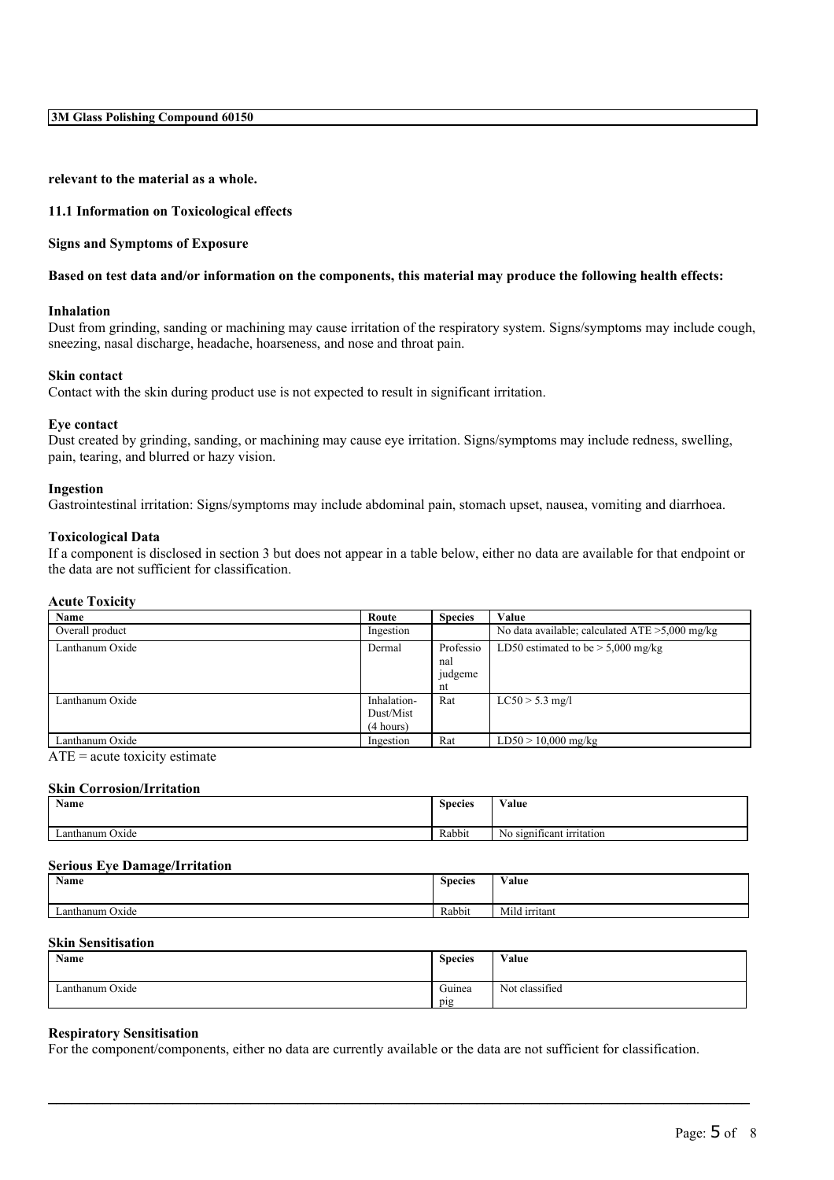**relevant to the material as a whole.**

### 11.1 Information on Toxicological effects

**Signs and Symptoms of Exposure**

**Based on test data and/or information on the components, this material may produce the following health effects:**

**Inhalation**

Dust from grinding, sanding or machining may cause irritation of the respiratory system. Signs/symptoms may include cough, sneezing, nasal discharge, headache, hoarseness, and nose and throat pain.

**Skin contact**

Contact with the skin during product use is not expected to result in significant irritation.

**Eye contact**

Dust created by grinding, sanding, or machining may cause eye irritation. Signs/symptoms may include redness, swelling, pain, tearing, and blurred or hazy vision.

**Ingestion**

Gastrointestinal irritation: Signs/symptoms may include abdominal pain, stomach upset, nausea, vomiting and diarrhoea.

**Toxicological Data**

If a component is disclosed in section 3 but does not appear in a table below, either no data are available for that endpoint or the data are not sufficient for classification.

**Acute Toxicity**

| Name | Route | Species | Value |
|---|---|---|---|
| Overall product | Ingestion | | No data available; calculated ATE >5,000 mg/kg |
| Lanthanum Oxide | Dermal | Professional judgement | LD50 estimated to be > 5,000 mg/kg |
| Lanthanum Oxide | Inhalation-Dust/Mist (4 hours) | Rat | LC50 > 5.3 mg/l |
| Lanthanum Oxide | Ingestion | Rat | LD50 > 10,000 mg/kg |

ATE = acute toxicity estimate

**Skin Corrosion/Irritation**

| Name | Species | Value |
|---|---|---|
| Lanthanum Oxide | Rabbit | No significant irritation |

**Serious Eye Damage/Irritation**

| Name | Species | Value |
|---|---|---|
| Lanthanum Oxide | Rabbit | Mild irritant |

**Skin Sensitisation**

| Name | Species | Value |
|---|---|---|
| Lanthanum Oxide | Guinea pig | Not classified |

**Respiratory Sensitisation**

For the component/components, either no data are currently available or the data are not sufficient for classification.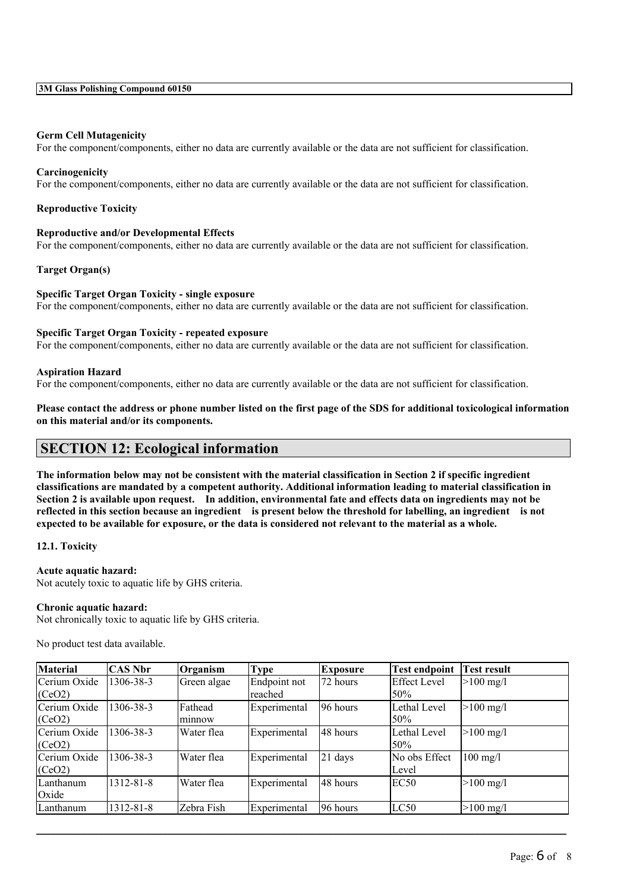**Germ Cell Mutagenicity**

For the component/components, either no data are currently available or the data are not sufficient for classification.

**Carcinogenicity**

For the component/components, either no data are currently available or the data are not sufficient for classification.

**Reproductive Toxicity**

**Reproductive and/or Developmental Effects**

For the component/components, either no data are currently available or the data are not sufficient for classification.

**Target Organ(s)**

**Specific Target Organ Toxicity - single exposure**

For the component/components, either no data are currently available or the data are not sufficient for classification.

**Specific Target Organ Toxicity - repeated exposure**

For the component/components, either no data are currently available or the data are not sufficient for classification.

**Aspiration Hazard**

For the component/components, either no data are currently available or the data are not sufficient for classification.

**Please contact the address or phone number listed on the first page of the SDS for additional toxicological information on this material and/or its components.**

## SECTION 12: Ecological information

**The information below may not be consistent with the material classification in Section 2 if specific ingredient classifications are mandated by a competent authority. Additional information leading to material classification in Section 2 is available upon request. In addition, environmental fate and effects data on ingredients may not be reflected in this section because an ingredient is present below the threshold for labelling, an ingredient is not expected to be available for exposure, or the data is considered not relevant to the material as a whole.**

**12.1. Toxicity**

**Acute aquatic hazard:**

Not acutely toxic to aquatic life by GHS criteria.

**Chronic aquatic hazard:**

Not chronically toxic to aquatic life by GHS criteria.

No product test data available.

| Material | CAS Nbr | Organism | Type | Exposure | Test endpoint | Test result |
|---|---|---|---|---|---|---|
| Cerium Oxide ($CeO_2$) | 1306-38-3 | Green algae | Endpoint not reached | 72 hours | Effect Level 50% | >100 mg/l |
| Cerium Oxide ($CeO_2$) | 1306-38-3 | Fathead minnow | Experimental | 96 hours | Lethal Level 50% | >100 mg/l |
| Cerium Oxide ($CeO_2$) | 1306-38-3 | Water flea | Experimental | 48 hours | Lethal Level 50% | >100 mg/l |
| Cerium Oxide ($CeO_2$) | 1306-38-3 | Water flea | Experimental | 21 days | No obs Effect Level | 100 mg/l |
| Lanthanum Oxide | 1312-81-8 | Water flea | Experimental | 48 hours | EC50 | >100 mg/l |
| Lanthanum | 1312-81-8 | Zebra Fish | Experimental | 96 hours | LC50 | >100 mg/l |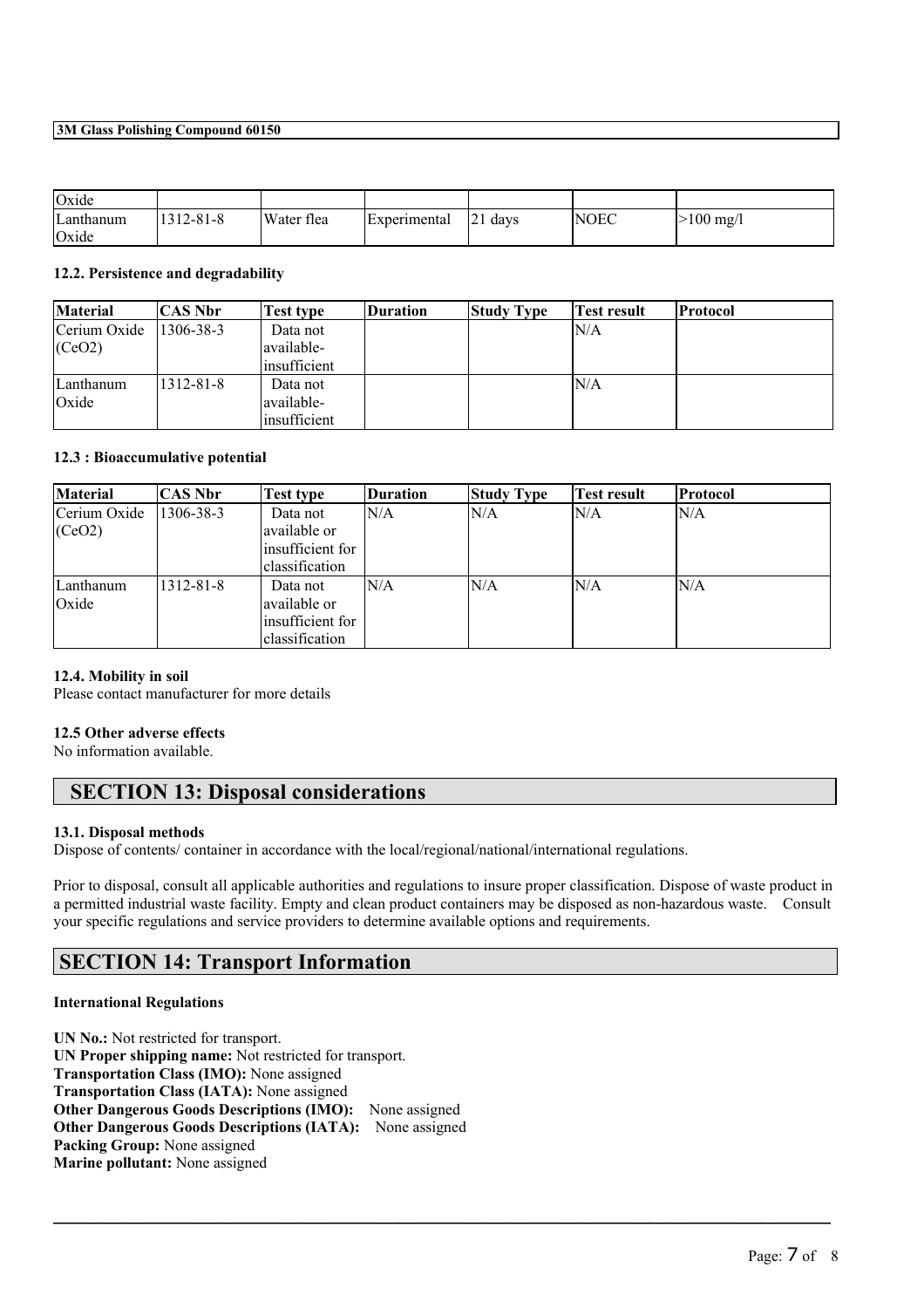| Oxide | | | | | | |
|---|---|---|---|---|---|---|
| Lanthanum Oxide | 1312-81-8 | Water flea | Experimental | 21 days | NOEC | >100 mg/l |

**12.2. Persistence and degradability**

| Material | CAS Nbr | Test type | Duration | Study Type | Test result | Protocol |
|---|---|---|---|---|---|---|
| Cerium Oxide (CeO2) | 1306-38-3 | Data not available-insufficient | | | N/A | |
| Lanthanum Oxide | 1312-81-8 | Data not available-insufficient | | | N/A | |

**12.3 : Bioaccumulative potential**

| Material | CAS Nbr | Test type | Duration | Study Type | Test result | Protocol |
|---|---|---|---|---|---|---|
| Cerium Oxide (CeO2) | 1306-38-3 | Data not available or insufficient for classification | N/A | N/A | N/A | N/A |
| Lanthanum Oxide | 1312-81-8 | Data not available or insufficient for classification | N/A | N/A | N/A | N/A |

**12.4. Mobility in soil**

Please contact manufacturer for more details

**12.5 Other adverse effects**

No information available.

## SECTION 13: Disposal considerations

**13.1. Disposal methods**

Dispose of contents/ container in accordance with the local/regional/national/international regulations.

Prior to disposal, consult all applicable authorities and regulations to insure proper classification. Dispose of waste product in a permitted industrial waste facility. Empty and clean product containers may be disposed as non-hazardous waste. Consult your specific regulations and service providers to determine available options and requirements.

## SECTION 14: Transport Information

**International Regulations**

**UN No.:** Not restricted for transport.
**UN Proper shipping name:** Not restricted for transport.
**Transportation Class (IMO):** None assigned
**Transportation Class (IATA):** None assigned
**Other Dangerous Goods Descriptions (IMO):** None assigned
**Other Dangerous Goods Descriptions (IATA):** None assigned
**Packing Group:** None assigned
**Marine pollutant:** None assigned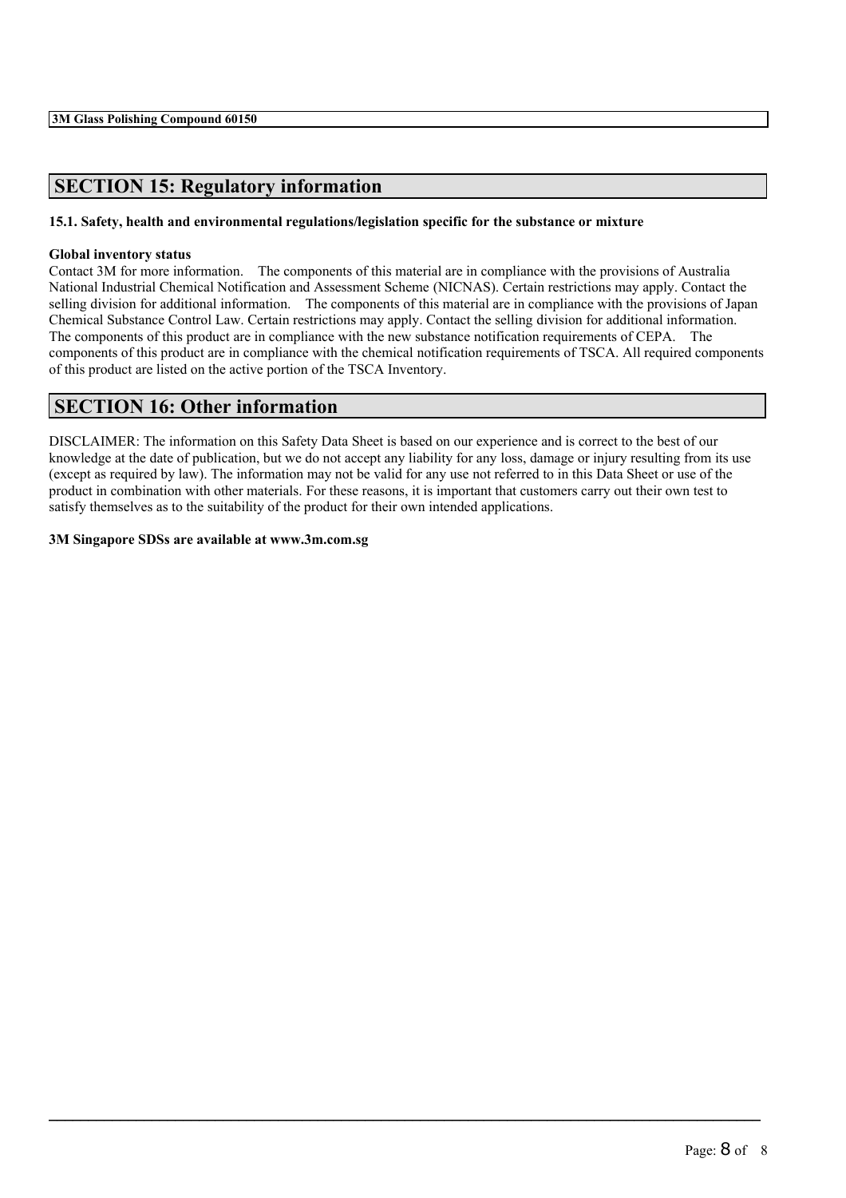## SECTION 15: Regulatory information

**15.1. Safety, health and environmental regulations/legislation specific for the substance or mixture**

**Global inventory status**

Contact 3M for more information. The components of this material are in compliance with the provisions of Australia National Industrial Chemical Notification and Assessment Scheme (NICNAS). Certain restrictions may apply. Contact the selling division for additional information. The components of this material are in compliance with the provisions of Japan Chemical Substance Control Law. Certain restrictions may apply. Contact the selling division for additional information. The components of this product are in compliance with the new substance notification requirements of CEPA. The components of this product are in compliance with the chemical notification requirements of TSCA. All required components of this product are listed on the active portion of the TSCA Inventory.

## SECTION 16: Other information

DISCLAIMER: The information on this Safety Data Sheet is based on our experience and is correct to the best of our knowledge at the date of publication, but we do not accept any liability for any loss, damage or injury resulting from its use (except as required by law). The information may not be valid for any use not referred to in this Data Sheet or use of the product in combination with other materials. For these reasons, it is important that customers carry out their own test to satisfy themselves as to the suitability of the product for their own intended applications.

**3M Singapore SDSs are available at www.3m.com.sg**